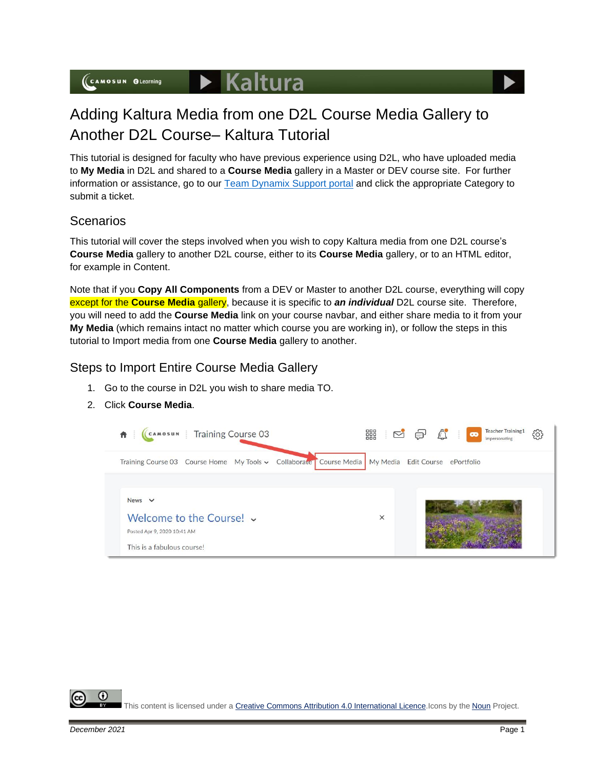# Adding Kaltura Media from one D2L Course Media Gallery to Another D2L Course– Kaltura Tutorial

This tutorial is designed for faculty who have previous experience using D2L, who have uploaded media to **My Media** in D2L and shared to a **Course Media** gallery in a Master or DEV course site. For further information or assistance, go to our [Team Dynamix Support portal](#) and click the appropriate Category to submit a ticket.

## Scenarios

This tutorial will cover the steps involved when you wish to copy Kaltura media from one D2L course's **Course Media** gallery to another D2L course, either to its **Course Media** gallery, or to an HTML editor, for example in Content.

Note that if you **Copy All Components** from a DEV or Master to another D2L course, everything will copy except for the **Course Media** gallery, because it is specific to ***an individual*** D2L course site. Therefore, you will need to add the **Course Media** link on your course navbar, and either share media to it from your **My Media** (which remains intact no matter which course you are working in), or follow the steps in this tutorial to Import media from one **Course Media** gallery to another.

## Steps to Import Entire Course Media Gallery

1. Go to the course in D2L you wish to share media TO.
2. Click **Course Media**.

This content is licensed under a [Creative Commons Attribution 4.0 International Licence](#).Icons by the [Noun](#) Project.

December 2021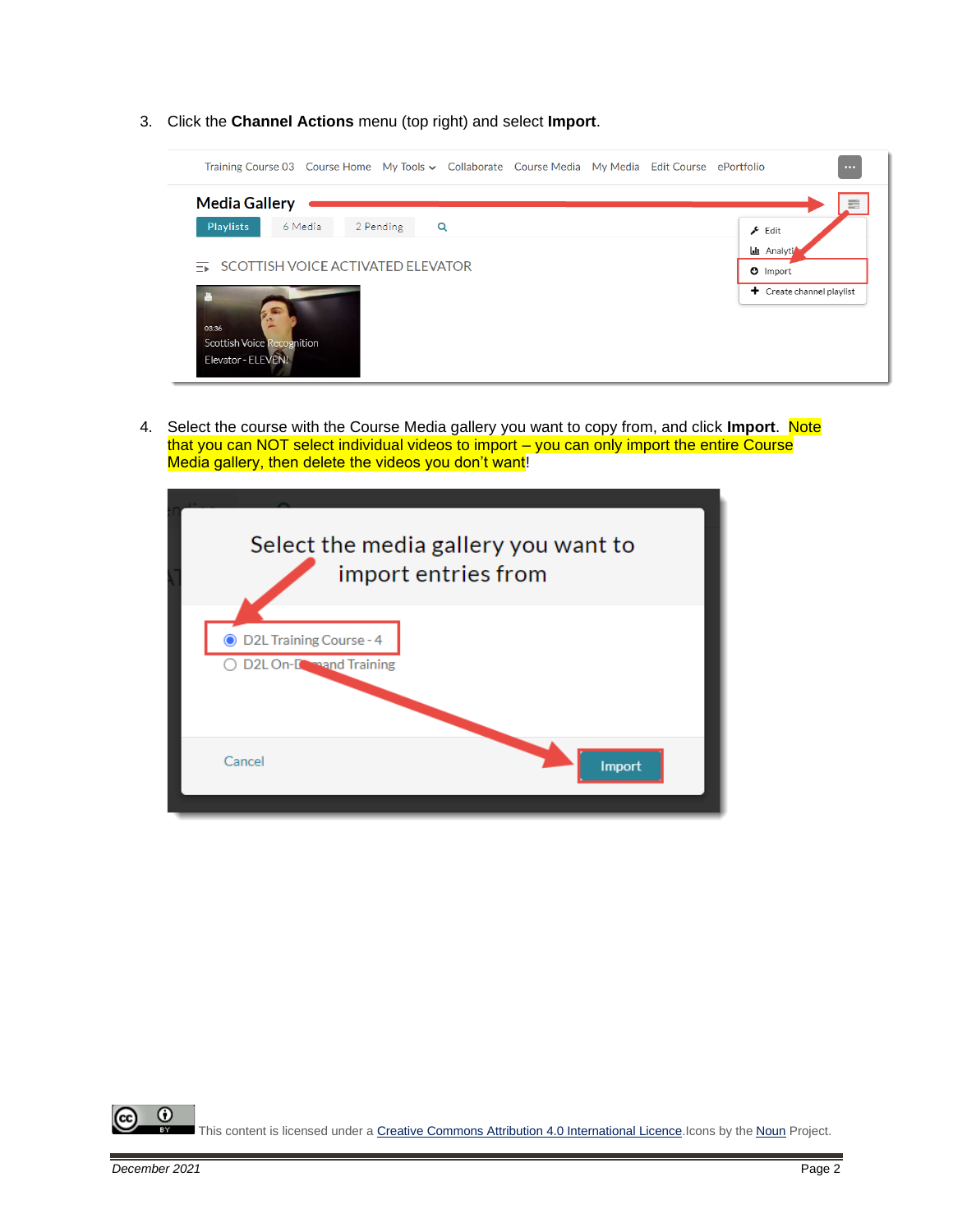3. Click the **Channel Actions** menu (top right) and select **Import**.

4. Select the course with the Course Media gallery you want to copy from, and click **Import**. Note that you can NOT select individual videos to import – you can only import the entire Course Media gallery, then delete the videos you don't want!

This content is licensed under a Creative Commons Attribution 4.0 International Licence. Icons by the Noun Project.

December 2021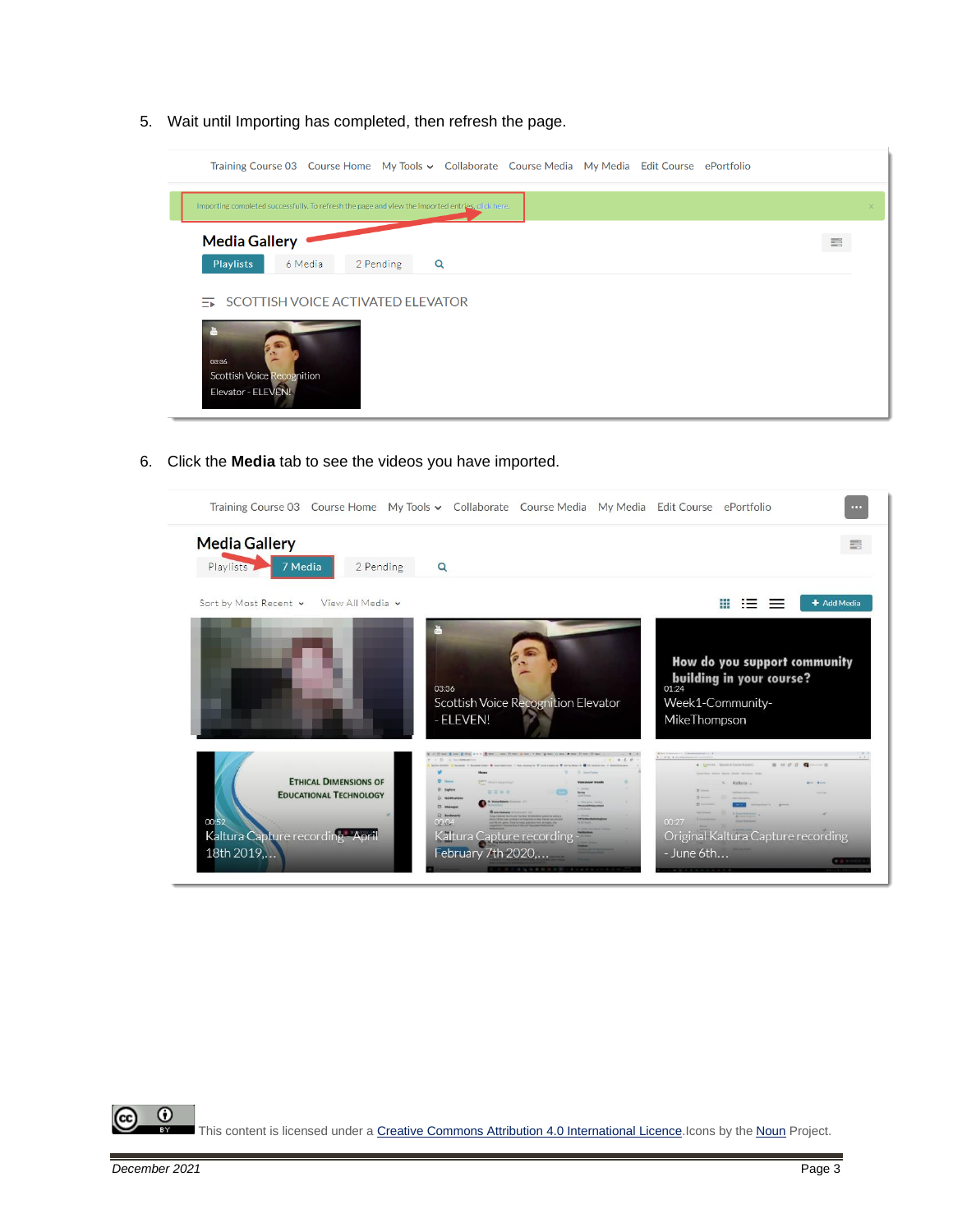5. Wait until Importing has completed, then refresh the page.

6. Click the **Media** tab to see the videos you have imported.

This content is licensed under a Creative Commons Attribution 4.0 International Licence. Icons by the Noun Project.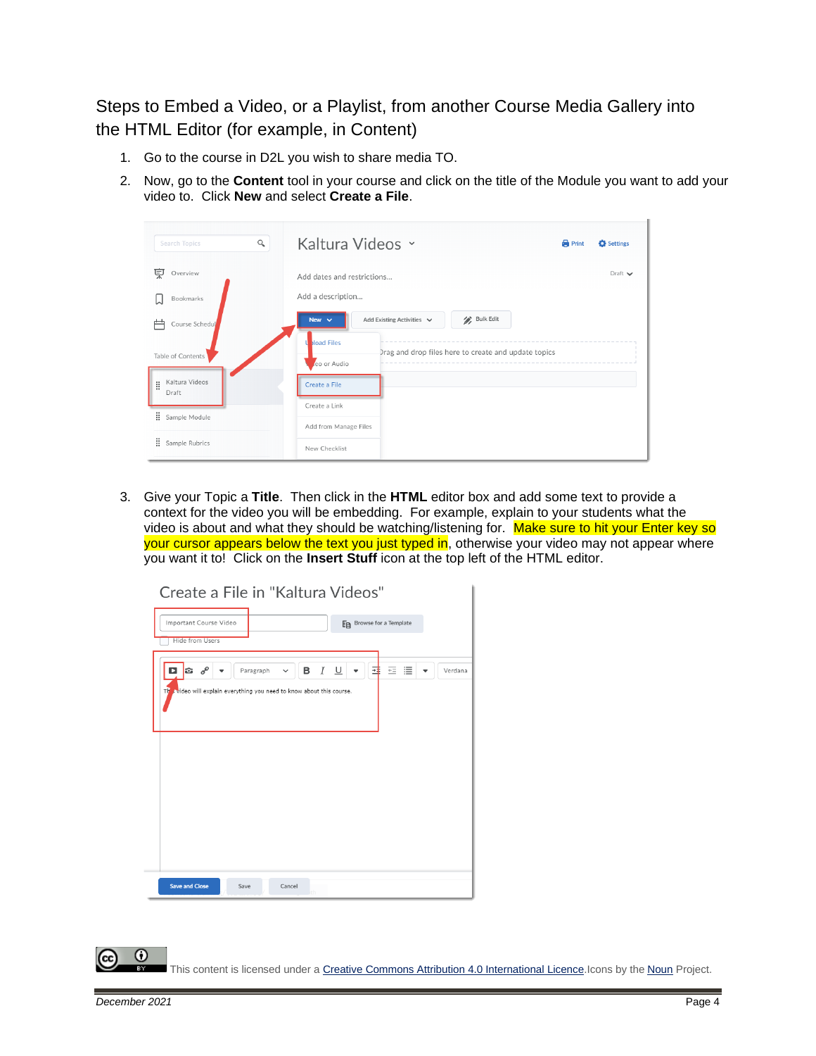## Steps to Embed a Video, or a Playlist, from another Course Media Gallery into the HTML Editor (for example, in Content)

1. Go to the course in D2L you wish to share media TO.
2. Now, go to the **Content** tool in your course and click on the title of the Module you want to add your video to. Click **New** and select **Create a File**.
3. Give your Topic a **Title**. Then click in the **HTML** editor box and add some text to provide a context for the video you will be embedding. For example, explain to your students what the video is about and what they should be watching/listening for. Make sure to hit your Enter key so your cursor appears below the text you just typed in, otherwise your video may not appear where you want it to! Click on the **Insert Stuff** icon at the top left of the HTML editor.

This content is licensed under a [Creative Commons Attribution 4.0 International Licence](). Icons by the [Noun]() Project.

*December 2021*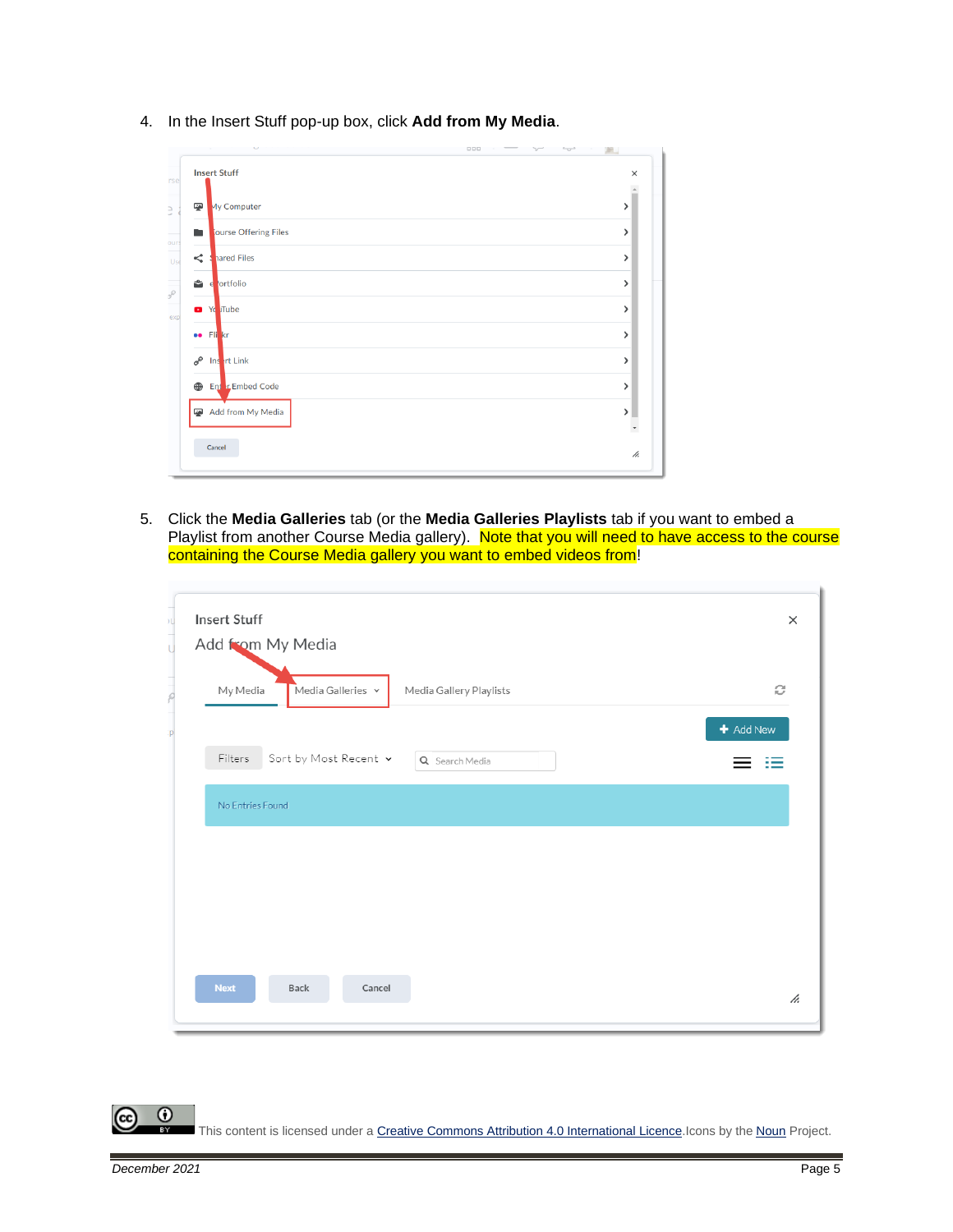4. In the Insert Stuff pop-up box, click **Add from My Media**.

5. Click the **Media Galleries** tab (or the **Media Galleries Playlists** tab if you want to embed a Playlist from another Course Media gallery). Note that you will need to have access to the course containing the Course Media gallery you want to embed videos from!

This content is licensed under a Creative Commons Attribution 4.0 International Licence. Icons by the Noun Project.

December 2021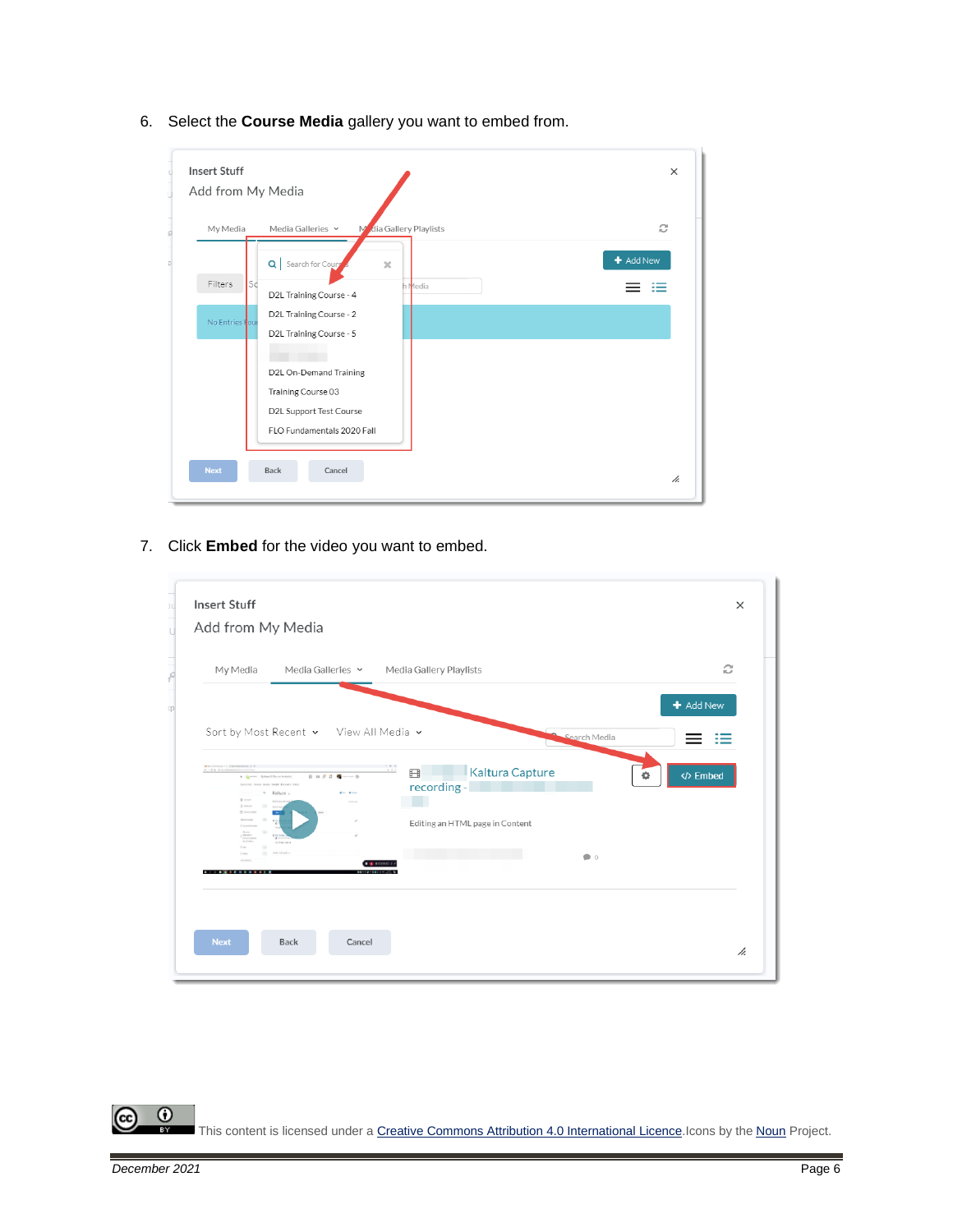6. Select the **Course Media** gallery you want to embed from.

7. Click **Embed** for the video you want to embed.

This content is licensed under a [Creative Commons Attribution 4.0 International Licence](). Icons by the [Noun]() Project.

December 2021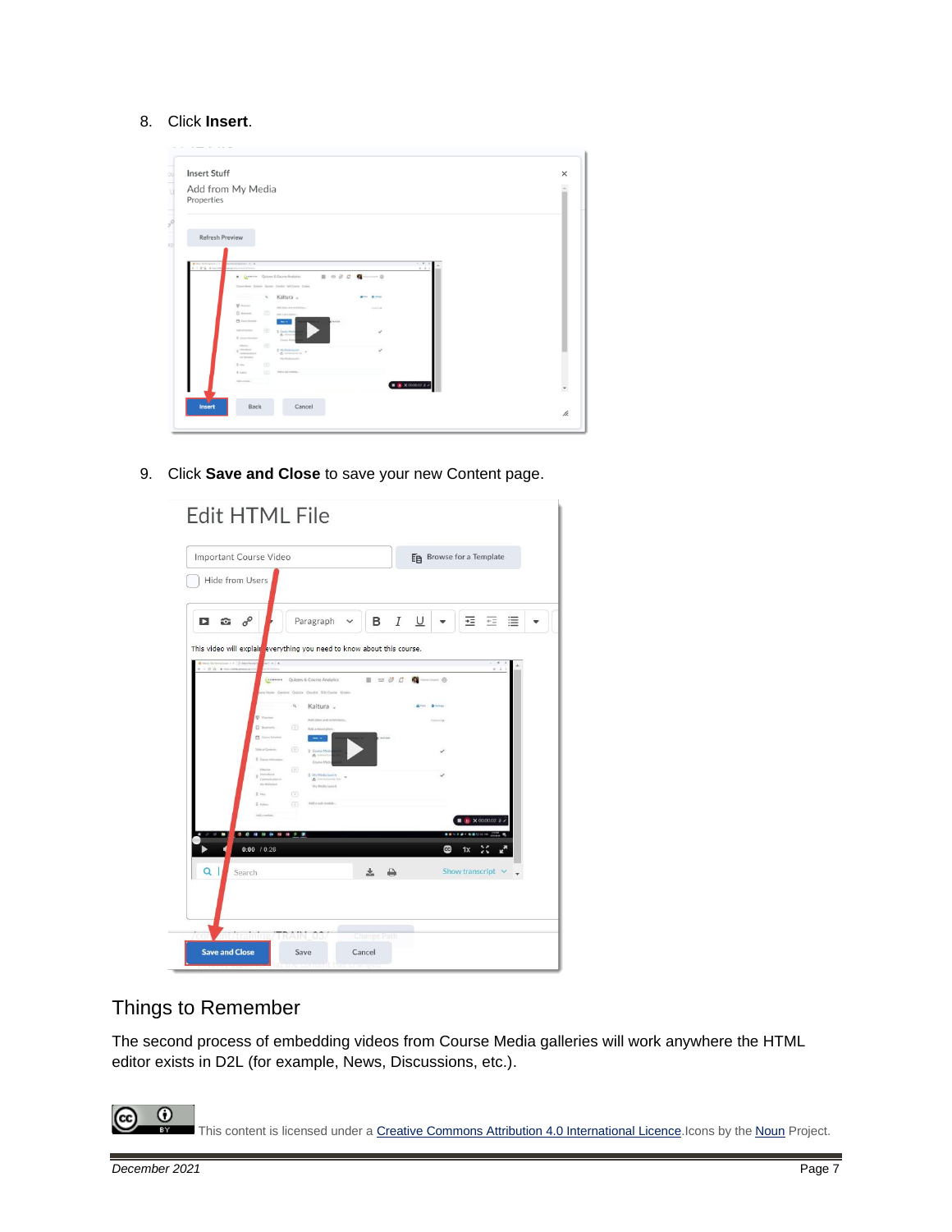8. Click **Insert**.

9. Click **Save and Close** to save your new Content page.

## Things to Remember

The second process of embedding videos from Course Media galleries will work anywhere the HTML editor exists in D2L (for example, News, Discussions, etc.).

This content is licensed under a Creative Commons Attribution 4.0 International Licence.Icons by the Noun Project.

*December 2021*